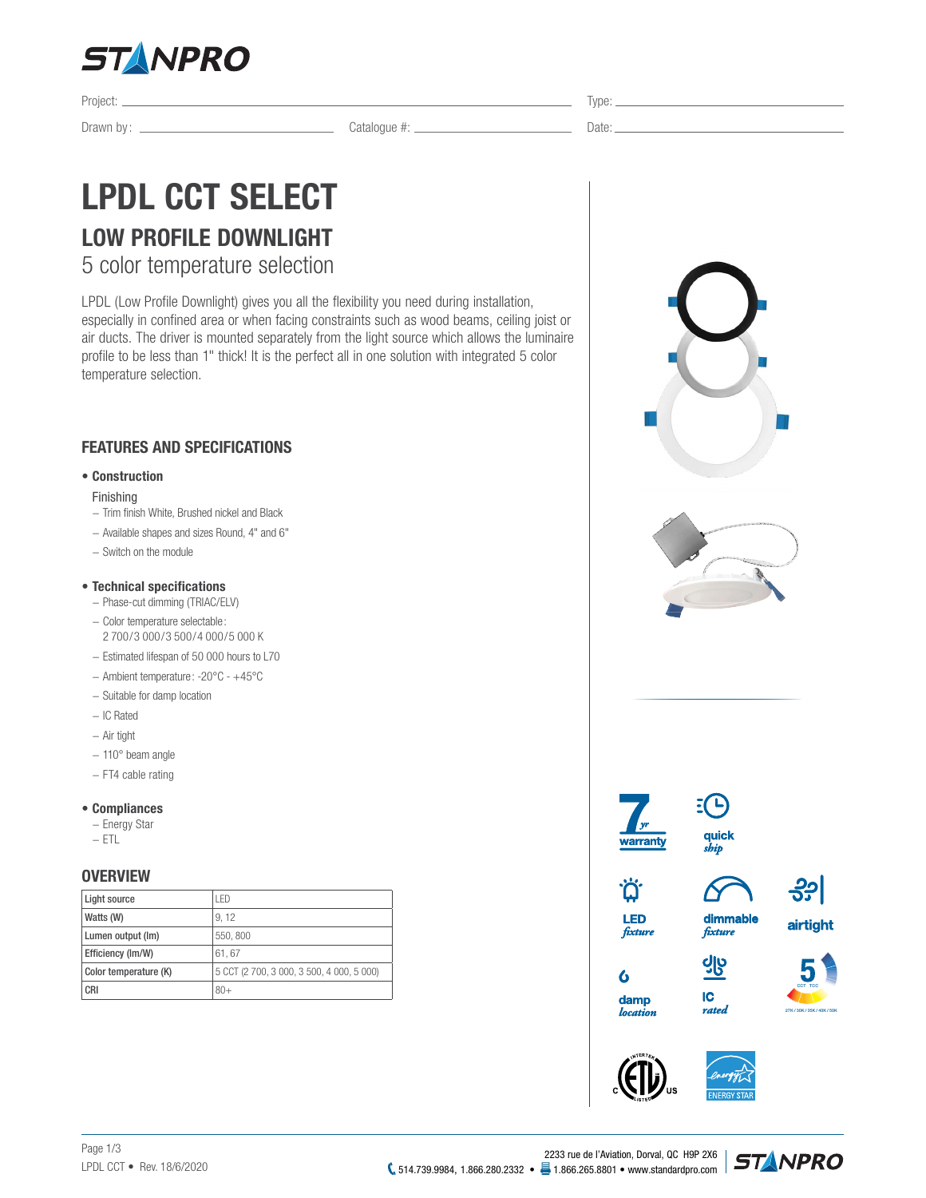Project: ____________________ Type: ____________________

Drawn by: ____________________ Catalogue #: ____________________ Date: ____________________

# LPDL CCT SELECT

## LOW PROFILE DOWNLIGHT

5 color temperature selection

LPDL (Low Profile Downlight) gives you all the flexibility you need during installation, especially in confined area or when facing constraints such as wood beams, ceiling joist or air ducts. The driver is mounted separately from the light source which allows the luminaire profile to be less than 1" thick! It is the perfect all in one solution with integrated 5 color temperature selection.

## FEATURES AND SPECIFICATIONS

- **Construction**

  Finishing
  - Trim finish White, Brushed nickel and Black
  - Available shapes and sizes Round, 4" and 6"
  - Switch on the module

- **Technical specifications**
  - Phase-cut dimming (TRIAC/ELV)
  - Color temperature selectable: 2 700/3 000/3 500/4 000/5 000 K
  - Estimated lifespan of 50 000 hours to L70
  - Ambient temperature: -20°C - +45°C
  - Suitable for damp location
  - IC Rated
  - Air tight
  - 110° beam angle
  - FT4 cable rating

- **Compliances**
  - Energy Star
  - ETL

## OVERVIEW

| | |
|---|---|
| Light source | LED |
| Watts (W) | 9, 12 |
| Lumen output (lm) | 550, 800 |
| Efficiency (lm/W) | 61, 67 |
| Color temperature (K) | 5 CCT (2 700, 3 000, 3 500, 4 000, 5 000) |
| CRI | 80+ |

7 yr warranty

quick ship

LED fixture

dimmable fixture

airtight

damp location

IC rated

5 CCT TCC 27K / 30K / 35K / 40K / 50K

ENERGY STAR

2233 rue de l'Aviation, Dorval, QC H9P 2X6

514.739.9984, 1.866.280.2332 • 1.866.265.8801 • www.standardpro.com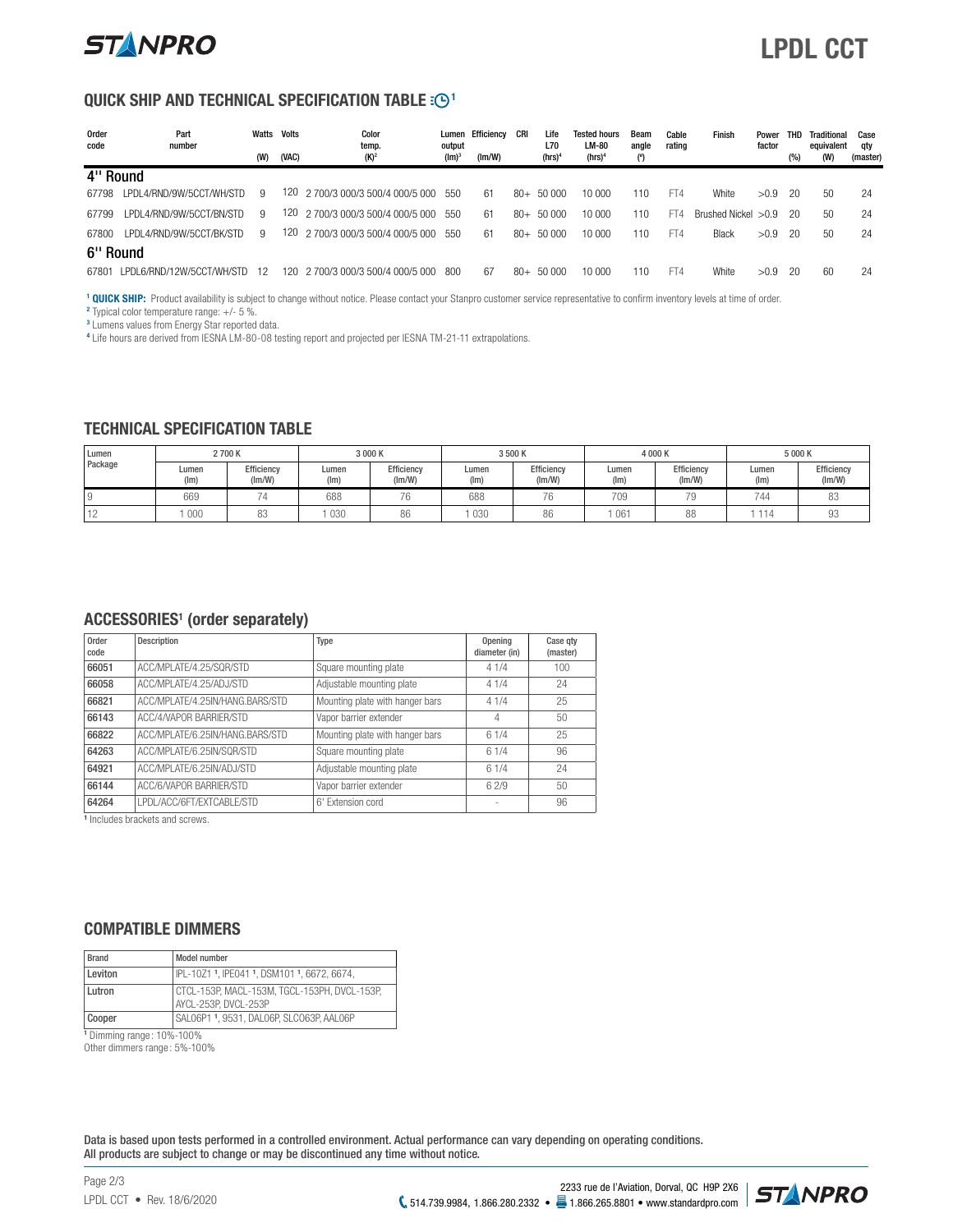# LPDL CCT

## QUICK SHIP AND TECHNICAL SPECIFICATION TABLE [1]

| Order code | Part number | Watts (W) | Volts (VAC) | Color temp. (K)[2] | Lumen output (lm)[3] | Efficiency (lm/W) | CRI | Life L70 (hrs)[4] | Tested hours LM-80 (hrs)[4] | Beam angle (°) | Cable rating | Finish | Power factor | THD (%) | Traditional equivalent (W) | Case qty (master) |
|---|---|---|---|---|---|---|---|---|---|---|---|---|---|---|---|---|
| **4" Round** | | | | | | | | | | | | | | | | |
| 67798 | LPDL4/RND/9W/5CCT/WH/STD | 9 | 120 | 2 700/3 000/3 500/4 000/5 000 | 550 | 61 | 80+ | 50 000 | 10 000 | 110 | FT4 | White | >0.9 | 20 | 50 | 24 |
| 67799 | LPDL4/RND/9W/5CCT/BN/STD | 9 | 120 | 2 700/3 000/3 500/4 000/5 000 | 550 | 61 | 80+ | 50 000 | 10 000 | 110 | FT4 | Brushed Nickel | >0.9 | 20 | 50 | 24 |
| 67800 | LPDL4/RND/9W/5CCT/BK/STD | 9 | 120 | 2 700/3 000/3 500/4 000/5 000 | 550 | 61 | 80+ | 50 000 | 10 000 | 110 | FT4 | Black | >0.9 | 20 | 50 | 24 |
| **6" Round** | | | | | | | | | | | | | | | | |
| 67801 | LPDL6/RND/12W/5CCT/WH/STD | 12 | 120 | 2 700/3 000/3 500/4 000/5 000 | 800 | 67 | 80+ | 50 000 | 10 000 | 110 | FT4 | White | >0.9 | 20 | 60 | 24 |

[1] **QUICK SHIP:** Product availability is subject to change without notice. Please contact your Stanpro customer service representative to confirm inventory levels at time of order.
[2] Typical color temperature range: +/- 5 %.
[3] Lumens values from Energy Star reported data.
[4] Life hours are derived from IESNA LM-80-08 testing report and projected per IESNA TM-21-11 extrapolations.

## TECHNICAL SPECIFICATION TABLE

| Lumen Package | 2 700 K | | 3 000 K | | 3 500 K | | 4 000 K | | 5 000 K | |
|---|---|---|---|---|---|---|---|---|---|---|
| | Lumen (lm) | Efficiency (lm/W) | Lumen (lm) | Efficiency (lm/W) | Lumen (lm) | Efficiency (lm/W) | Lumen (lm) | Efficiency (lm/W) | Lumen (lm) | Efficiency (lm/W) |
| 9 | 669 | 74 | 688 | 76 | 688 | 76 | 709 | 79 | 744 | 83 |
| 12 | 1 000 | 83 | 1 030 | 86 | 1 030 | 86 | 1 061 | 88 | 1 114 | 93 |

## ACCESSORIES[1] (order separately)

| Order code | Description | Type | Opening diameter (in) | Case qty (master) |
|---|---|---|---|---|
| 66051 | ACC/MPLATE/4.25/SQR/STD | Square mounting plate | 4 1/4 | 100 |
| 66058 | ACC/MPLATE/4.25/ADJ/STD | Adjustable mounting plate | 4 1/4 | 24 |
| 66821 | ACC/MPLATE/4.25IN/HANG.BARS/STD | Mounting plate with hanger bars | 4 1/4 | 25 |
| 66143 | ACC/4/VAPOR BARRIER/STD | Vapor barrier extender | 4 | 50 |
| 66822 | ACC/MPLATE/6.25IN/HANG.BARS/STD | Mounting plate with hanger bars | 6 1/4 | 25 |
| 64263 | ACC/MPLATE/6.25IN/SQR/STD | Square mounting plate | 6 1/4 | 96 |
| 64921 | ACC/MPLATE/6.25IN/ADJ/STD | Adjustable mounting plate | 6 1/4 | 24 |
| 66144 | ACC/6/VAPOR BARRIER/STD | Vapor barrier extender | 6 2/9 | 50 |
| 64264 | LPDL/ACC/6FT/EXTCABLE/STD | 6' Extension cord | - | 96 |

[1] Includes brackets and screws.

## COMPATIBLE DIMMERS

| Brand | Model number |
|---|---|
| Leviton | IPL-10Z1 [1], IPE041 [1], DSM101 [1], 6672, 6674, |
| Lutron | CTCL-153P, MACL-153M, TGCL-153PH, DVCL-153P, AYCL-253P, DVCL-253P |
| Cooper | SAL06P1 [1], 9531, DAL06P, SLC063P, AAL06P |

[1] Dimming range : 10%-100%
Other dimmers range : 5%-100%

Data is based upon tests performed in a controlled environment. Actual performance can vary depending on operating conditions.
All products are subject to change or may be discontinued any time without notice.

LPDL CCT • Rev. 18/6/2020

2233 rue de l'Aviation, Dorval, QC H9P 2X6
514.739.9984, 1.866.280.2332 • 1.866.265.8801 • www.standardpro.com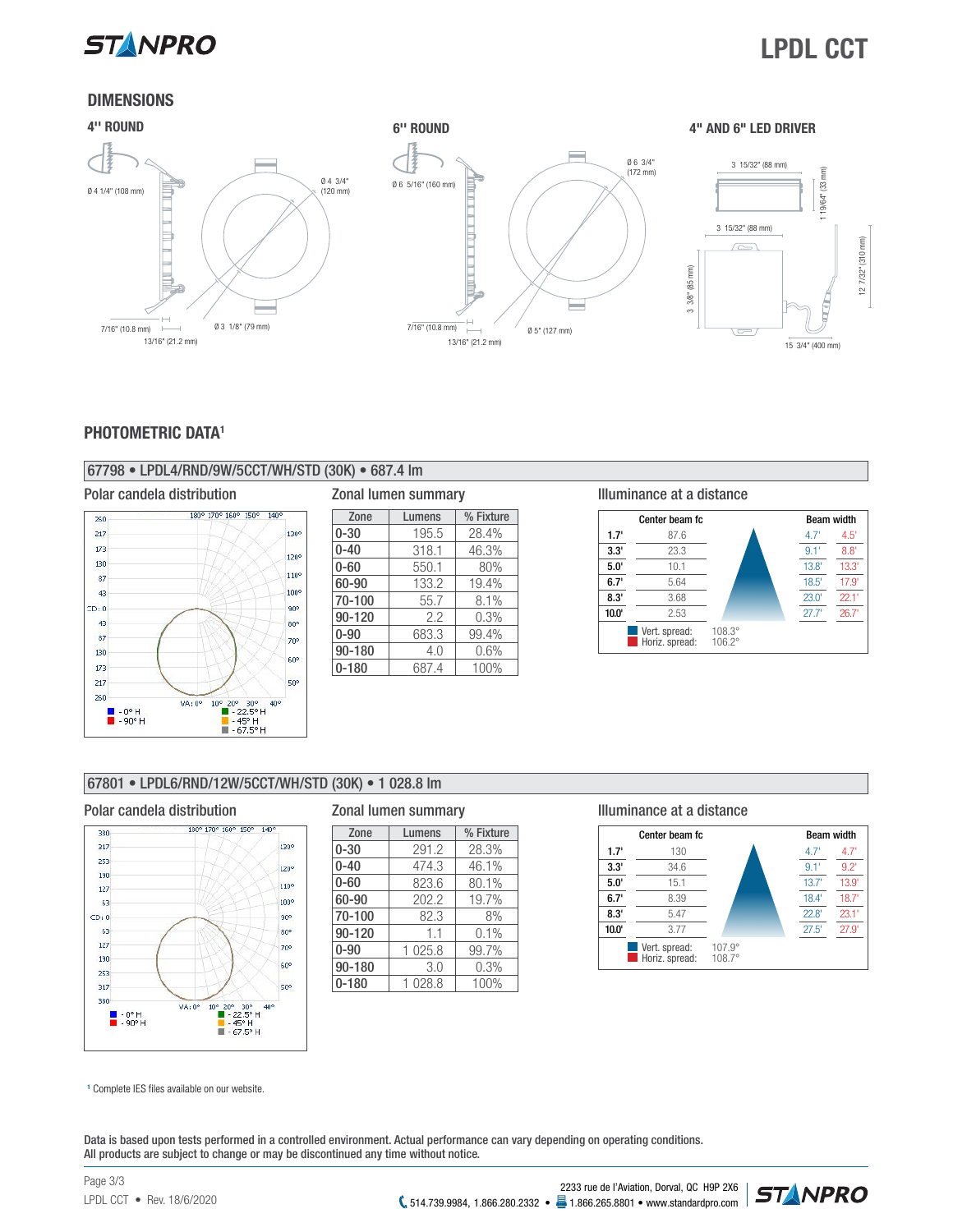## DIMENSIONS

### 4'' ROUND

Ø 4 1/4" (108 mm)

Ø 4 3/4" (120 mm)

7/16" (10.8 mm)

13/16" (21.2 mm)

Ø 3 1/8" (79 mm)

### 6'' ROUND

Ø 6 5/16" (160 mm)

Ø 6 3/4" (172 mm)

7/16" (10.8 mm)

13/16" (21.2 mm)

Ø 5" (127 mm)

### 4'' AND 6'' LED DRIVER

3 15/32" (88 mm)

1 19/64" (33 mm)

3 15/32" (88 mm)

3 3/8" (85 mm)

12 7/32" (310 mm)

15 3/4" (400 mm)

## PHOTOMETRIC DATA[1]

### 67798 • LPDL4/RND/9W/5CCT/WH/STD (30K) • 687.4 lm

**Polar candela distribution**

180° 170° 160° 150° 140°

260, 217, 173, 130, 87, 43, CD: 0, 43, 87, 130, 173, 217, 260

130°, 120°, 110°, 100°, 90°, 80°, 70°, 60°, 50°

VA: 0° 10° 20° 30° 40°

- 0° H
- 90° H
- 22.5° H
- 45° H
- 67.5° H

**Zonal lumen summary**

| Zone | Lumens | % Fixture |
|---|---|---|
| 0-30 | 195.5 | 28.4% |
| 0-40 | 318.1 | 46.3% |
| 0-60 | 550.1 | 80% |
| 60-90 | 133.2 | 19.4% |
| 70-100 | 55.7 | 8.1% |
| 90-120 | 2.2 | 0.3% |
| 0-90 | 683.3 | 99.4% |
| 90-180 | 4.0 | 0.6% |
| 0-180 | 687.4 | 100% |

**Illuminance at a distance**

| | Center beam fc | Beam width | |
|---|---|---|---|
| 1.7' | 87.6 | 4.7' | 4.5' |
| 3.3' | 23.3 | 9.1' | 8.8' |
| 5.0' | 10.1 | 13.8' | 13.3' |
| 6.7' | 5.64 | 18.5' | 17.9' |
| 8.3' | 3.68 | 23.0' | 22.1' |
| 10.0' | 2.53 | 27.7' | 26.7' |

Vert. spread: 108.3°
Horiz. spread: 106.2°

### 67801 • LPDL6/RND/12W/5CCT/WH/STD (30K) • 1 028.8 lm

**Polar candela distribution**

180° 170° 160° 150° 140°

380, 317, 253, 190, 127, 63, CD: 0, 63, 127, 190, 253, 317, 380

130°, 120°, 110°, 100°, 90°, 80°, 70°, 60°, 50°

VA: 0° 10° 20° 30° 40°

- 0° H
- 90° H
- 22.5° H
- 45° H
- 67.5° H

**Zonal lumen summary**

| Zone | Lumens | % Fixture |
|---|---|---|
| 0-30 | 291.2 | 28.3% |
| 0-40 | 474.3 | 46.1% |
| 0-60 | 823.6 | 80.1% |
| 60-90 | 202.2 | 19.7% |
| 70-100 | 82.3 | 8% |
| 90-120 | 1.1 | 0.1% |
| 0-90 | 1 025.8 | 99.7% |
| 90-180 | 3.0 | 0.3% |
| 0-180 | 1 028.8 | 100% |

**Illuminance at a distance**

| | Center beam fc | Beam width | |
|---|---|---|---|
| 1.7' | 130 | 4.7' | 4.7' |
| 3.3' | 34.6 | 9.1' | 9.2' |
| 5.0' | 15.1 | 13.7' | 13.9' |
| 6.7' | 8.39 | 18.4' | 18.7' |
| 8.3' | 5.47 | 22.8' | 23.1' |
| 10.0' | 3.77 | 27.5' | 27.9' |

Vert. spread: 107.9°
Horiz. spread: 108.7°

[1] Complete IES files available on our website.

Data is based upon tests performed in a controlled environment. Actual performance can vary depending on operating conditions.
All products are subject to change or may be discontinued any time without notice.

2233 rue de l'Aviation, Dorval, QC H9P 2X6
514.739.9984, 1.866.280.2332 • 1.866.265.8801 • www.standardpro.com